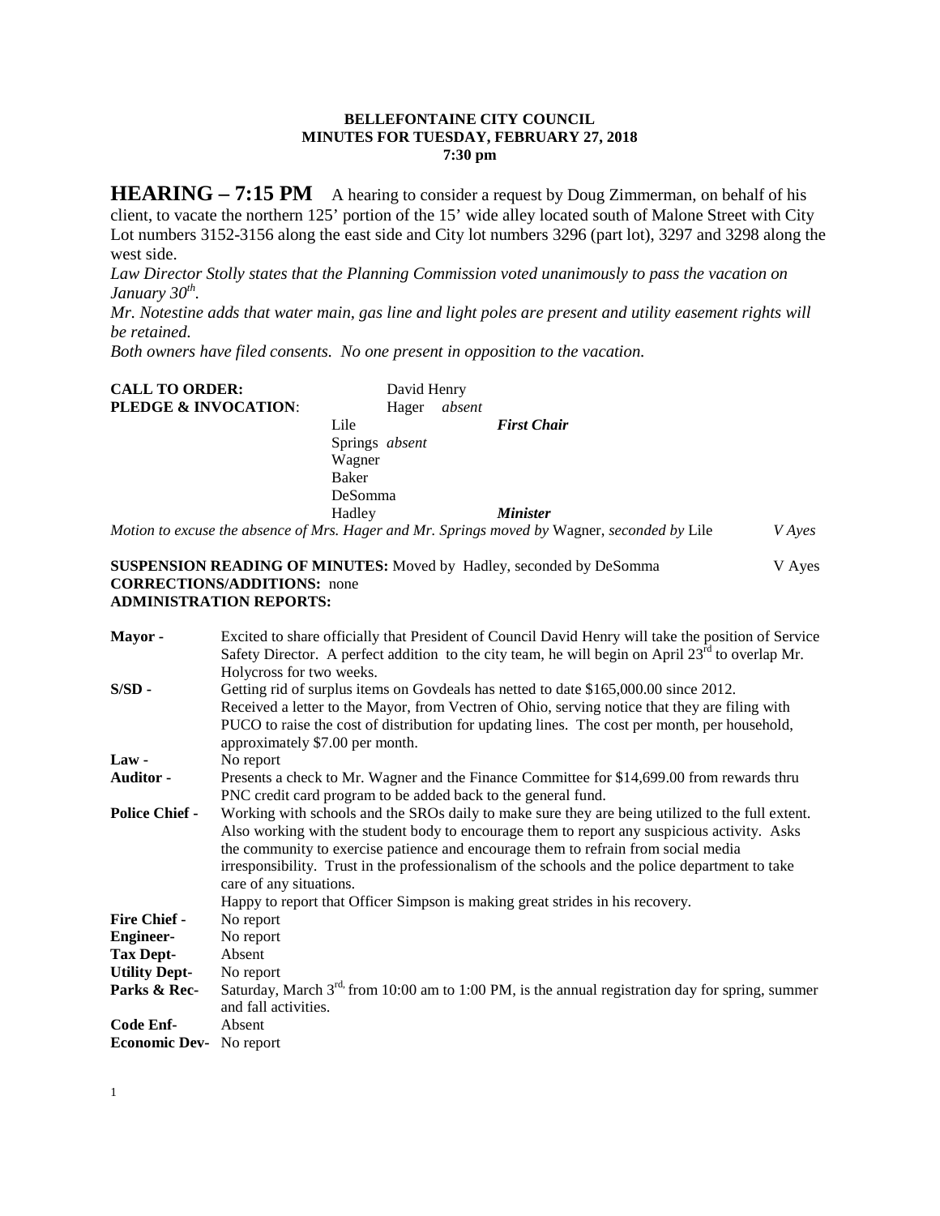**BELLEFONTAINE CITY COUNCIL**
**MINUTES FOR TUESDAY, FEBRUARY 27, 2018**
**7:30 pm**

**HEARING – 7:15 PM** A hearing to consider a request by Doug Zimmerman, on behalf of his client, to vacate the northern 125' portion of the 15' wide alley located south of Malone Street with City Lot numbers 3152-3156 along the east side and City lot numbers 3296 (part lot), 3297 and 3298 along the west side.

*Law Director Stolly states that the Planning Commission voted unanimously to pass the vacation on January 30th.*

*Mr. Notestine adds that water main, gas line and light poles are present and utility easement rights will be retained.*

*Both owners have filed consents. No one present in opposition to the vacation.*

**CALL TO ORDER:** David Henry
**PLEDGE & INVOCATION:**

| | |
|---|---|
| Hager *absent* | |
| Lile | ***First Chair*** |
| Springs *absent* | |
| Wagner | |
| Baker | |
| DeSomma | |
| Hadley | ***Minister*** |

*Motion to excuse the absence of Mrs. Hager and Mr. Springs moved by* Wagner, *seconded by* Lile *V Ayes*

**SUSPENSION READING OF MINUTES:** Moved by Hadley, seconded by DeSomma V Ayes
**CORRECTIONS/ADDITIONS:** none
**ADMINISTRATION REPORTS:**

**Mayor -** Excited to share officially that President of Council David Henry will take the position of Service Safety Director. A perfect addition to the city team, he will begin on April 23rd to overlap Mr. Holycross for two weeks.

**S/SD -** Getting rid of surplus items on Govdeals has netted to date $165,000.00 since 2012. Received a letter to the Mayor, from Vectren of Ohio, serving notice that they are filing with PUCO to raise the cost of distribution for updating lines. The cost per month, per household, approximately $7.00 per month.

**Law -** No report

**Auditor -** Presents a check to Mr. Wagner and the Finance Committee for $14,699.00 from rewards thru PNC credit card program to be added back to the general fund.

**Police Chief -** Working with schools and the SROs daily to make sure they are being utilized to the full extent. Also working with the student body to encourage them to report any suspicious activity. Asks the community to exercise patience and encourage them to refrain from social media irresponsibility. Trust in the professionalism of the schools and the police department to take care of any situations.
Happy to report that Officer Simpson is making great strides in his recovery.

**Fire Chief -** No report

**Engineer-** No report

**Tax Dept-** Absent

**Utility Dept-** No report

**Parks & Rec-** Saturday, March 3rd, from 10:00 am to 1:00 PM, is the annual registration day for spring, summer and fall activities.

**Code Enf-** Absent

**Economic Dev-** No report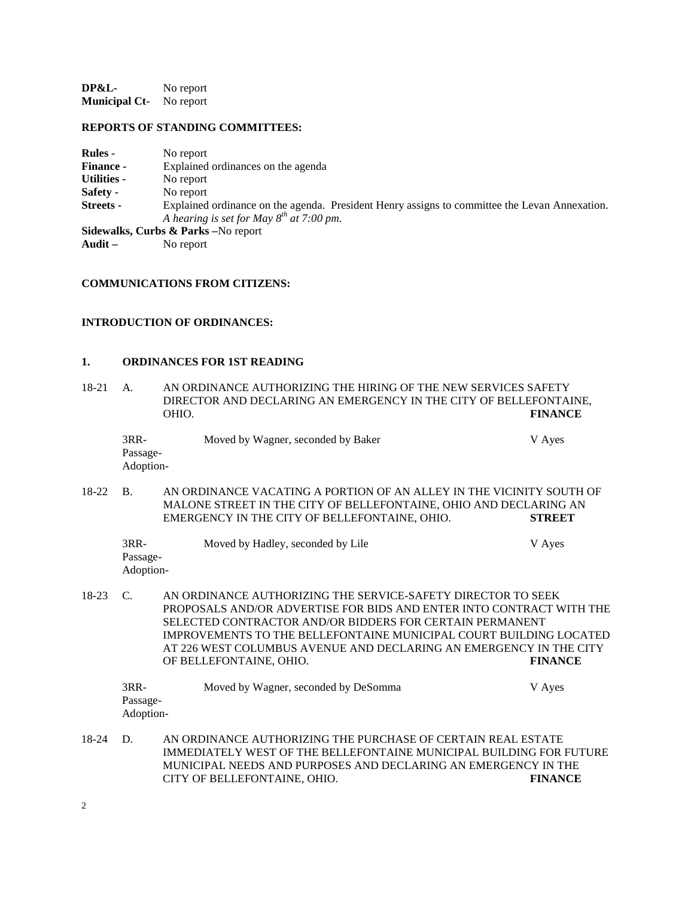**DP&L-** No report
**Municipal Ct-** No report

**REPORTS OF STANDING COMMITTEES:**

**Rules -** No report
**Finance -** Explained ordinances on the agenda
**Utilities -** No report
**Safety -** No report
**Streets -** Explained ordinance on the agenda. President Henry assigns to committee the Levan Annexation. *A hearing is set for May 8th at 7:00 pm.*
**Sidewalks, Curbs & Parks –**No report
**Audit –** No report

**COMMUNICATIONS FROM CITIZENS:**

**INTRODUCTION OF ORDINANCES:**

**1. ORDINANCES FOR 1ST READING**

18-21 A. AN ORDINANCE AUTHORIZING THE HIRING OF THE NEW SERVICES SAFETY DIRECTOR AND DECLARING AN EMERGENCY IN THE CITY OF BELLEFONTAINE, OHIO. **FINANCE**

3RR- Moved by Wagner, seconded by Baker V Ayes
Passage-
Adoption-

18-22 B. AN ORDINANCE VACATING A PORTION OF AN ALLEY IN THE VICINITY SOUTH OF MALONE STREET IN THE CITY OF BELLEFONTAINE, OHIO AND DECLARING AN EMERGENCY IN THE CITY OF BELLEFONTAINE, OHIO. **STREET**

3RR- Moved by Hadley, seconded by Lile V Ayes
Passage-
Adoption-

18-23 C. AN ORDINANCE AUTHORIZING THE SERVICE-SAFETY DIRECTOR TO SEEK PROPOSALS AND/OR ADVERTISE FOR BIDS AND ENTER INTO CONTRACT WITH THE SELECTED CONTRACTOR AND/OR BIDDERS FOR CERTAIN PERMANENT IMPROVEMENTS TO THE BELLEFONTAINE MUNICIPAL COURT BUILDING LOCATED AT 226 WEST COLUMBUS AVENUE AND DECLARING AN EMERGENCY IN THE CITY OF BELLEFONTAINE, OHIO. **FINANCE**

3RR- Moved by Wagner, seconded by DeSomma V Ayes
Passage-
Adoption-

18-24 D. AN ORDINANCE AUTHORIZING THE PURCHASE OF CERTAIN REAL ESTATE IMMEDIATELY WEST OF THE BELLEFONTAINE MUNICIPAL BUILDING FOR FUTURE MUNICIPAL NEEDS AND PURPOSES AND DECLARING AN EMERGENCY IN THE CITY OF BELLEFONTAINE, OHIO. **FINANCE**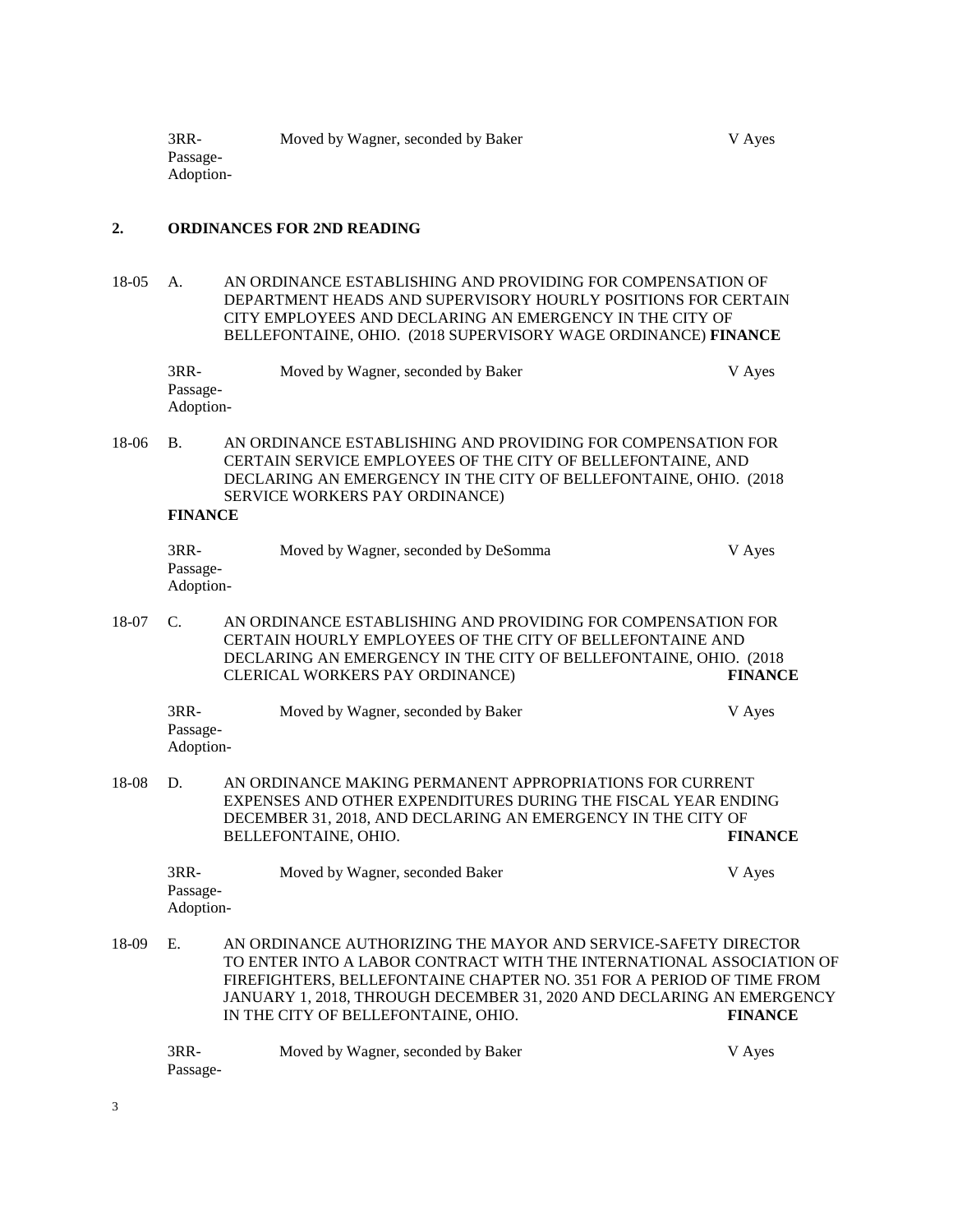3RR-
Passage-
Adoption-

Moved by Wagner, seconded by Baker — V Ayes

**2. ORDINANCES FOR 2ND READING**

18-05 A. AN ORDINANCE ESTABLISHING AND PROVIDING FOR COMPENSATION OF DEPARTMENT HEADS AND SUPERVISORY HOURLY POSITIONS FOR CERTAIN CITY EMPLOYEES AND DECLARING AN EMERGENCY IN THE CITY OF BELLEFONTAINE, OHIO. (2018 SUPERVISORY WAGE ORDINANCE) **FINANCE**

3RR-
Passage-
Adoption-

Moved by Wagner, seconded by Baker — V Ayes

18-06 B. AN ORDINANCE ESTABLISHING AND PROVIDING FOR COMPENSATION FOR CERTAIN SERVICE EMPLOYEES OF THE CITY OF BELLEFONTAINE, AND DECLARING AN EMERGENCY IN THE CITY OF BELLEFONTAINE, OHIO. (2018 SERVICE WORKERS PAY ORDINANCE)
**FINANCE**

3RR-
Passage-
Adoption-

Moved by Wagner, seconded by DeSomma — V Ayes

18-07 C. AN ORDINANCE ESTABLISHING AND PROVIDING FOR COMPENSATION FOR CERTAIN HOURLY EMPLOYEES OF THE CITY OF BELLEFONTAINE AND DECLARING AN EMERGENCY IN THE CITY OF BELLEFONTAINE, OHIO. (2018 CLERICAL WORKERS PAY ORDINANCE) **FINANCE**

3RR-
Passage-
Adoption-

Moved by Wagner, seconded by Baker — V Ayes

18-08 D. AN ORDINANCE MAKING PERMANENT APPROPRIATIONS FOR CURRENT EXPENSES AND OTHER EXPENDITURES DURING THE FISCAL YEAR ENDING DECEMBER 31, 2018, AND DECLARING AN EMERGENCY IN THE CITY OF BELLEFONTAINE, OHIO. **FINANCE**

3RR-
Passage-
Adoption-

Moved by Wagner, seconded Baker — V Ayes

18-09 E. AN ORDINANCE AUTHORIZING THE MAYOR AND SERVICE-SAFETY DIRECTOR TO ENTER INTO A LABOR CONTRACT WITH THE INTERNATIONAL ASSOCIATION OF FIREFIGHTERS, BELLEFONTAINE CHAPTER NO. 351 FOR A PERIOD OF TIME FROM JANUARY 1, 2018, THROUGH DECEMBER 31, 2020 AND DECLARING AN EMERGENCY IN THE CITY OF BELLEFONTAINE, OHIO. **FINANCE**

3RR-
Passage-

Moved by Wagner, seconded by Baker — V Ayes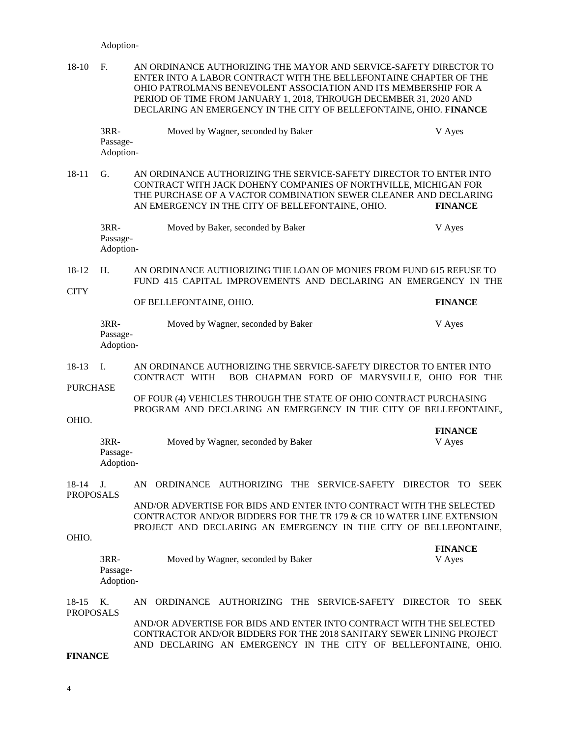Adoption-

18-10 F. AN ORDINANCE AUTHORIZING THE MAYOR AND SERVICE-SAFETY DIRECTOR TO ENTER INTO A LABOR CONTRACT WITH THE BELLEFONTAINE CHAPTER OF THE OHIO PATROLMANS BENEVOLENT ASSOCIATION AND ITS MEMBERSHIP FOR A PERIOD OF TIME FROM JANUARY 1, 2018, THROUGH DECEMBER 31, 2020 AND DECLARING AN EMERGENCY IN THE CITY OF BELLEFONTAINE, OHIO. **FINANCE**

3RR- Moved by Wagner, seconded by Baker V Ayes
Passage-
Adoption-

18-11 G. AN ORDINANCE AUTHORIZING THE SERVICE-SAFETY DIRECTOR TO ENTER INTO CONTRACT WITH JACK DOHENY COMPANIES OF NORTHVILLE, MICHIGAN FOR THE PURCHASE OF A VACTOR COMBINATION SEWER CLEANER AND DECLARING AN EMERGENCY IN THE CITY OF BELLEFONTAINE, OHIO. **FINANCE**

3RR- Moved by Baker, seconded by Baker V Ayes
Passage-
Adoption-

18-12 H. AN ORDINANCE AUTHORIZING THE LOAN OF MONIES FROM FUND 615 REFUSE TO FUND 415 CAPITAL IMPROVEMENTS AND DECLARING AN EMERGENCY IN THE CITY OF BELLEFONTAINE, OHIO. **FINANCE**

3RR- Moved by Wagner, seconded by Baker V Ayes
Passage-
Adoption-

18-13 I. AN ORDINANCE AUTHORIZING THE SERVICE-SAFETY DIRECTOR TO ENTER INTO CONTRACT WITH BOB CHAPMAN FORD OF MARYSVILLE, OHIO FOR THE PURCHASE OF FOUR (4) VEHICLES THROUGH THE STATE OF OHIO CONTRACT PURCHASING PROGRAM AND DECLARING AN EMERGENCY IN THE CITY OF BELLEFONTAINE, OHIO. **FINANCE**

3RR- Moved by Wagner, seconded by Baker V Ayes
Passage-
Adoption-

18-14 J. AN ORDINANCE AUTHORIZING THE SERVICE-SAFETY DIRECTOR TO SEEK PROPOSALS AND/OR ADVERTISE FOR BIDS AND ENTER INTO CONTRACT WITH THE SELECTED CONTRACTOR AND/OR BIDDERS FOR THE TR 179 & CR 10 WATER LINE EXTENSION PROJECT AND DECLARING AN EMERGENCY IN THE CITY OF BELLEFONTAINE, OHIO. **FINANCE**

3RR- Moved by Wagner, seconded by Baker V Ayes
Passage-
Adoption-

18-15 K. AN ORDINANCE AUTHORIZING THE SERVICE-SAFETY DIRECTOR TO SEEK PROPOSALS AND/OR ADVERTISE FOR BIDS AND ENTER INTO CONTRACT WITH THE SELECTED CONTRACTOR AND/OR BIDDERS FOR THE 2018 SANITARY SEWER LINING PROJECT AND DECLARING AN EMERGENCY IN THE CITY OF BELLEFONTAINE, OHIO. **FINANCE**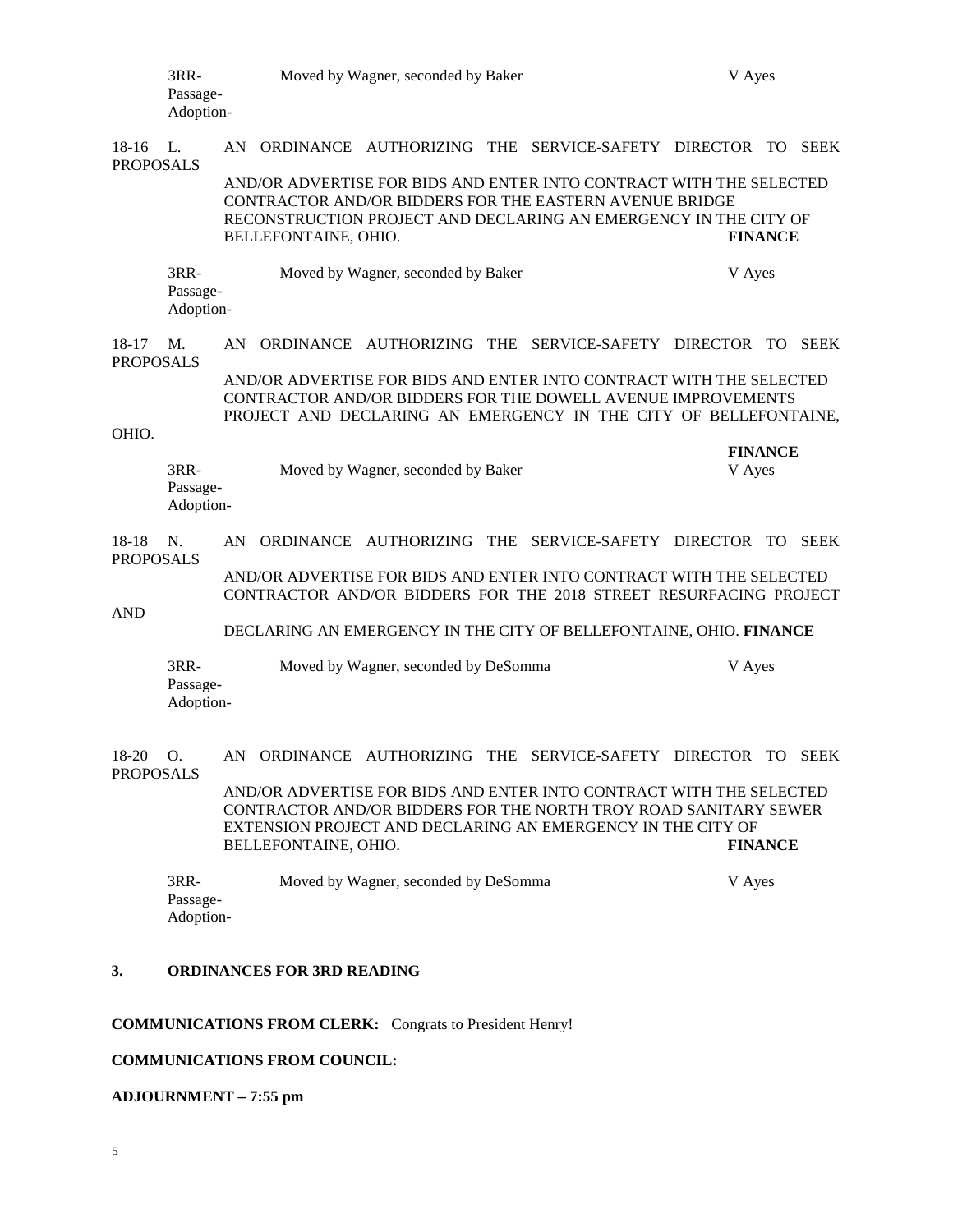3RR-
Passage-
Adoption-
Moved by Wagner, seconded by Baker V Ayes

18-16 L. PROPOSALS AN ORDINANCE AUTHORIZING THE SERVICE-SAFETY DIRECTOR TO SEEK AND/OR ADVERTISE FOR BIDS AND ENTER INTO CONTRACT WITH THE SELECTED CONTRACTOR AND/OR BIDDERS FOR THE EASTERN AVENUE BRIDGE RECONSTRUCTION PROJECT AND DECLARING AN EMERGENCY IN THE CITY OF BELLEFONTAINE, OHIO. **FINANCE**

3RR-
Passage-
Adoption-
Moved by Wagner, seconded by Baker V Ayes

18-17 M. PROPOSALS AN ORDINANCE AUTHORIZING THE SERVICE-SAFETY DIRECTOR TO SEEK AND/OR ADVERTISE FOR BIDS AND ENTER INTO CONTRACT WITH THE SELECTED CONTRACTOR AND/OR BIDDERS FOR THE DOWELL AVENUE IMPROVEMENTS PROJECT AND DECLARING AN EMERGENCY IN THE CITY OF BELLEFONTAINE, OHIO. **FINANCE**

3RR-
Passage-
Adoption-
Moved by Wagner, seconded by Baker V Ayes

18-18 N. PROPOSALS AN ORDINANCE AUTHORIZING THE SERVICE-SAFETY DIRECTOR TO SEEK AND/OR ADVERTISE FOR BIDS AND ENTER INTO CONTRACT WITH THE SELECTED CONTRACTOR AND/OR BIDDERS FOR THE 2018 STREET RESURFACING PROJECT AND DECLARING AN EMERGENCY IN THE CITY OF BELLEFONTAINE, OHIO. **FINANCE**

3RR-
Passage-
Adoption-
Moved by Wagner, seconded by DeSomma V Ayes

18-20 O. PROPOSALS AN ORDINANCE AUTHORIZING THE SERVICE-SAFETY DIRECTOR TO SEEK AND/OR ADVERTISE FOR BIDS AND ENTER INTO CONTRACT WITH THE SELECTED CONTRACTOR AND/OR BIDDERS FOR THE NORTH TROY ROAD SANITARY SEWER EXTENSION PROJECT AND DECLARING AN EMERGENCY IN THE CITY OF BELLEFONTAINE, OHIO. **FINANCE**

3RR-
Passage-
Adoption-
Moved by Wagner, seconded by DeSomma V Ayes

**3. ORDINANCES FOR 3RD READING**

**COMMUNICATIONS FROM CLERK:** Congrats to President Henry!

**COMMUNICATIONS FROM COUNCIL:**

**ADJOURNMENT – 7:55 pm**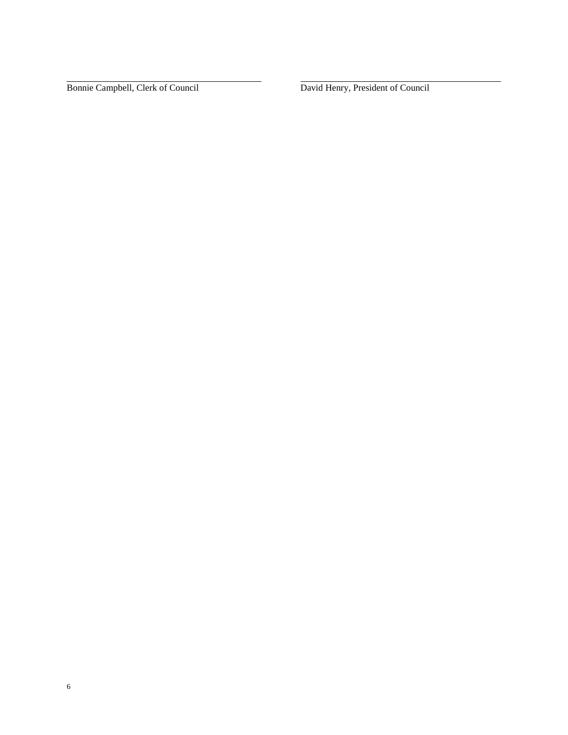______________________________________ Bonnie Campbell, Clerk of Council

______________________________________ David Henry, President of Council